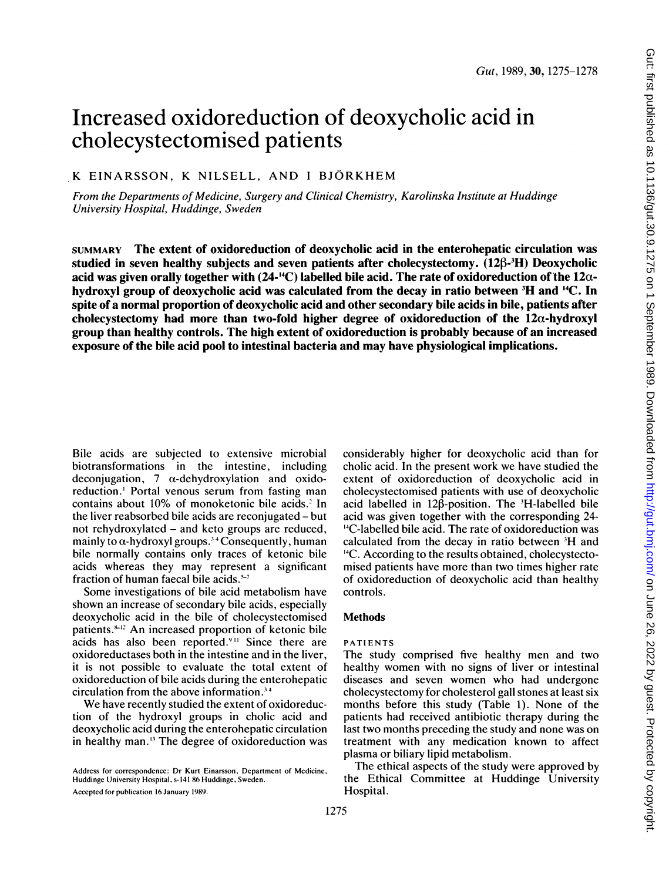# Increased oxidoreduction of deoxycholic acid in cholecystectomised patients

K EINARSSON, K NILSELL, AND I BJÖRKHEM

*From the Departments of Medicine, Surgery and Clinical Chemistry, Karolinska Institute at Huddinge University Hospital, Huddinge, Sweden*

**SUMMARY The extent of oxidoreduction of deoxycholic acid in the enterohepatic circulation was studied in seven healthy subjects and seven patients after cholecystectomy. (12β-$^{3}$H) Deoxycholic acid was given orally together with (24-$^{14}$C) labelled bile acid. The rate of oxidoreduction of the 12α-hydroxyl group of deoxycholic acid was calculated from the decay in ratio between $^{3}$H and $^{14}$C. In spite of a normal proportion of deoxycholic acid and other secondary bile acids in bile, patients after cholecystectomy had more than two-fold higher degree of oxidoreduction of the 12α-hydroxyl group than healthy controls. The high extent of oxidoreduction is probably because of an increased exposure of the bile acid pool to intestinal bacteria and may have physiological implications.**

Bile acids are subjected to extensive microbial biotransformations in the intestine, including deconjugation, 7 α-dehydroxylation and oxidoreduction.[1] Portal venous serum from fasting man contains about 10% of monoketonic bile acids.[2] In the liver reabsorbed bile acids are reconjugated – but not rehydroxylated – and keto groups are reduced, mainly to α-hydroxyl groups.[3,4] Consequently, human bile normally contains only traces of ketonic bile acids whereas they may represent a significant fraction of human faecal bile acids.[5-7]

Some investigations of bile acid metabolism have shown an increase of secondary bile acids, especially deoxycholic acid in the bile of cholecystectomised patients.[8-12] An increased proportion of ketonic bile acids has also been reported.[9,11] Since there are oxidoreductases both in the intestine and in the liver, it is not possible to evaluate the total extent of oxidoreduction of bile acids during the enterohepatic circulation from the above information.[3,4]

We have recently studied the extent of oxidoreduction of the hydroxyl groups in cholic acid and deoxycholic acid during the enterohepatic circulation in healthy man.[13] The degree of oxidoreduction was considerably higher for deoxycholic acid than for cholic acid. In the present work we have studied the extent of oxidoreduction of deoxycholic acid in cholecystectomised patients with use of deoxycholic acid labelled in 12β-position. The $^{3}$H-labelled bile acid was given together with the corresponding 24-$^{14}$C-labelled bile acid. The rate of oxidoreduction was calculated from the decay in ratio between $^{3}$H and $^{14}$C. According to the results obtained, cholecystectomised patients have more than two times higher rate of oxidoreduction of deoxycholic acid than healthy controls.

## Methods

### PATIENTS

The study comprised five healthy men and two healthy women with no signs of liver or intestinal diseases and seven women who had undergone cholecystectomy for cholesterol gall stones at least six months before this study (Table 1). None of the patients had received antibiotic therapy during the last two months preceding the study and none was on treatment with any medication known to affect plasma or biliary lipid metabolism.

The ethical aspects of the study were approved by the Ethical Committee at Huddinge University Hospital.

Address for correspondence: Dr Kurt Einarsson, Department of Medicine, Huddinge University Hospital, s-141 86 Huddinge, Sweden.

Accepted for publication 16 January 1989.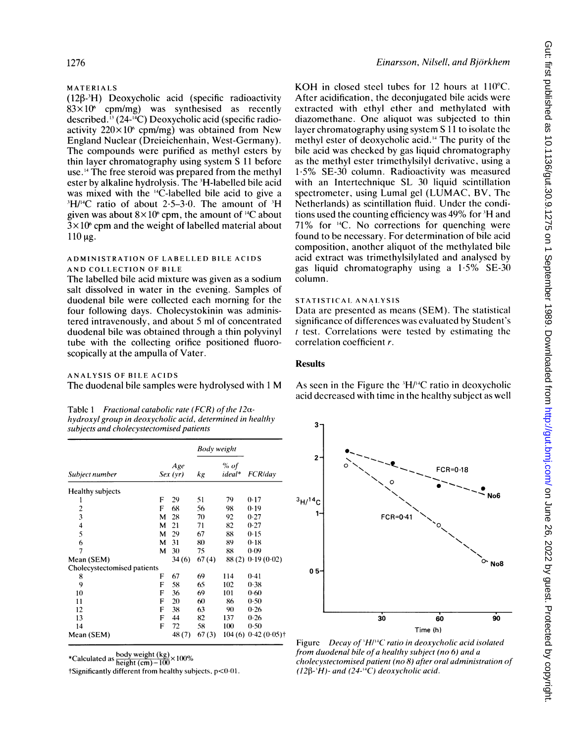### MATERIALS

(12β-$^{3}H$) Deoxycholic acid (specific radioactivity $83\times10^{6}$ cpm/mg) was synthesised as recently described.[13] (24-$^{14}C$) Deoxycholic acid (specific radioactivity $220\times10^{6}$ cpm/mg) was obtained from New England Nuclear (Dreieichenhain, West-Germany). The compounds were purified as methyl esters by thin layer chromatography using system S 11 before use.[14] The free steroid was prepared from the methyl ester by alkaline hydrolysis. The $^{3}H$-labelled bile acid was mixed with the $^{14}C$-labelled bile acid to give a $^{3}H/^{14}C$ ratio of about 2·5–3·0. The amount of $^{3}H$ given was about $8\times10^{6}$ cpm, the amount of $^{14}C$ about $3\times10^{6}$ cpm and the weight of labelled material about 110 μg.

### ADMINISTRATION OF LABELLED BILE ACIDS AND COLLECTION OF BILE

The labelled bile acid mixture was given as a sodium salt dissolved in water in the evening. Samples of duodenal bile were collected each morning for the four following days. Cholecystokinin was administered intravenously, and about 5 ml of concentrated duodenal bile was obtained through a thin polyvinyl tube with the collecting orifice positioned fluoroscopically at the ampulla of Vater.

### ANALYSIS OF BILE ACIDS

The duodenal bile samples were hydrolysed with 1 M KOH in closed steel tubes for 12 hours at 110°C. After acidification, the deconjugated bile acids were extracted with ethyl ether and methylated with diazomethane. One aliquot was subjected to thin layer chromatography using system S 11 to isolate the methyl ester of deoxycholic acid.[14] The purity of the bile acid was checked by gas liquid chromatography as the methyl ester trimethylsilyl derivative, using a 1·5% SE-30 column. Radioactivity was measured with an Intertechnique SL 30 liquid scintillation spectrometer, using Lumal gel (LUMAC, BV, The Netherlands) as scintillation fluid. Under the conditions used the counting efficiency was 49% for $^{3}H$ and 71% for $^{14}C$. No corrections for quenching were found to be necessary. For determination of bile acid composition, another aliquot of the methylated bile acid extract was trimethylsilylated and analysed by gas liquid chromatography using a 1·5% SE-30 column.

### STATISTICAL ANALYSIS

Data are presented as means (SEM). The statistical significance of differences was evaluated by Student's $t$ test. Correlations were tested by estimating the correlation coefficient $r$.

Table 1 *Fractional catabolic rate (FCR) of the 12α-hydroxyl group in deoxycholic acid, determined in healthy subjects and cholecystectomised patients*

| Subject number | Sex | Age (yr) | Body weight kg | Body weight % of ideal* | FCR/day |
|---|---|---|---|---|---|
| Healthy subjects | | | | | |
| 1 | F | 29 | 51 | 79 | 0·17 |
| 2 | F | 68 | 56 | 98 | 0·19 |
| 3 | M | 28 | 70 | 92 | 0·27 |
| 4 | M | 21 | 71 | 82 | 0·27 |
| 5 | M | 29 | 67 | 88 | 0·15 |
| 6 | M | 31 | 80 | 89 | 0·18 |
| 7 | M | 30 | 75 | 88 | 0·09 |
| Mean (SEM) | | 34 (6) | 67 (4) | 88 (2) | 0·19 (0·02) |
| Cholecystectomised patients | | | | | |
| 8 | F | 67 | 69 | 114 | 0·41 |
| 9 | F | 58 | 65 | 102 | 0·38 |
| 10 | F | 36 | 69 | 101 | 0·60 |
| 11 | F | 20 | 60 | 86 | 0·50 |
| 12 | F | 38 | 63 | 90 | 0·26 |
| 13 | F | 44 | 82 | 137 | 0·26 |
| 14 | F | 72 | 58 | 100 | 0·50 |
| Mean (SEM) | | 48 (7) | 67 (3) | 104 (6) | 0·42 (0·05)† |

*Calculated as $\frac{\text{body weight (kg)}}{\text{height (cm)} - 100}\times100\%$

†Significantly different from healthy subjects, $p<0·01$.

## Results

As seen in the Figure the $^{3}H/^{14}C$ ratio in deoxycholic acid decreased with time in the healthy subject as well

Figure *Decay of $^{3}H/^{14}C$ ratio in deoxycholic acid isolated from duodenal bile of a healthy subject (no 6) and a cholecystectomised patient (no 8) after oral administration of (12β-$^{3}H$)- and (24-$^{14}C$) deoxycholic acid.*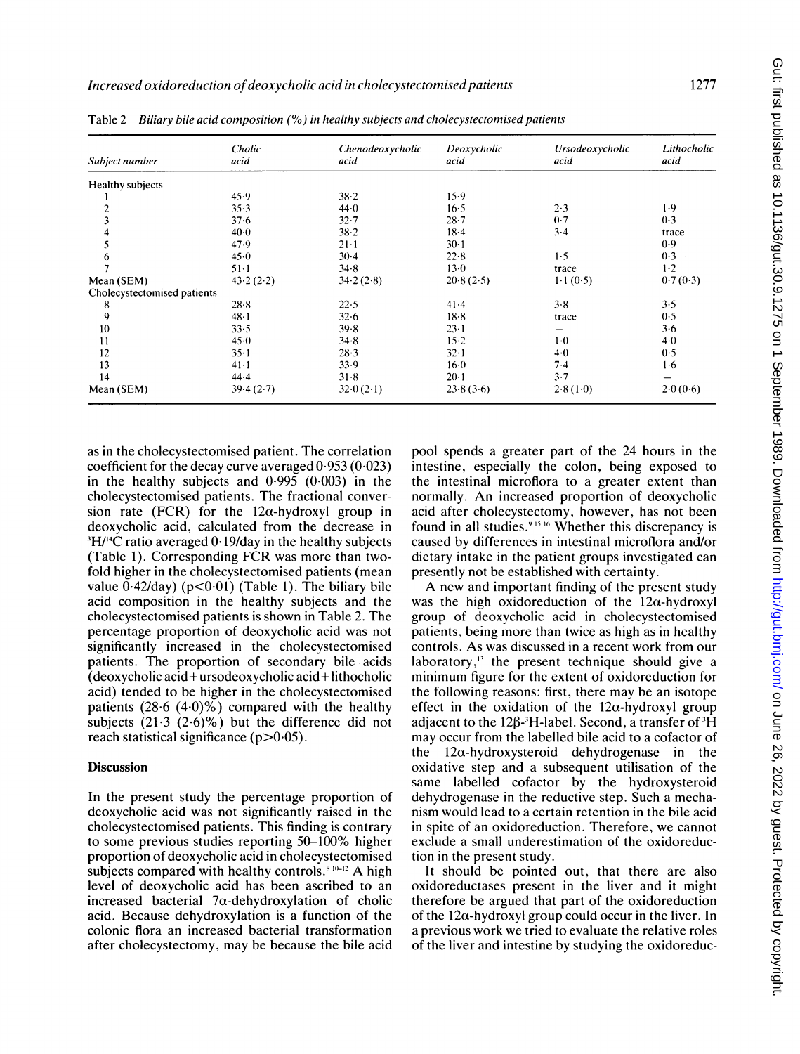Table 2 *Biliary bile acid composition (%) in healthy subjects and cholecystectomised patients*

| Subject number | Cholic acid | Chenodeoxycholic acid | Deoxycholic acid | Ursodeoxycholic acid | Lithocholic acid |
|---|---|---|---|---|---|
| Healthy subjects | | | | | |
| 1 | 45·9 | 38·2 | 15·9 | — | — |
| 2 | 35·3 | 44·0 | 16·5 | 2·3 | 1·9 |
| 3 | 37·6 | 32·7 | 28·7 | 0·7 | 0·3 |
| 4 | 40·0 | 38·2 | 18·4 | 3·4 | trace |
| 5 | 47·9 | 21·1 | 30·1 | — | 0·9 |
| 6 | 45·0 | 30·4 | 22·8 | 1·5 | 0·3 |
| 7 | 51·1 | 34·8 | 13·0 | trace | 1·2 |
| Mean (SEM) | 43·2 (2·2) | 34·2 (2·8) | 20·8 (2·5) | 1·1 (0·5) | 0·7 (0·3) |
| Cholecystectomised patients | | | | | |
| 8 | 28·8 | 22·5 | 41·4 | 3·8 | 3·5 |
| 9 | 48·1 | 32·6 | 18·8 | trace | 0·5 |
| 10 | 33·5 | 39·8 | 23·1 | — | 3·6 |
| 11 | 45·0 | 34·8 | 15·2 | 1·0 | 4·0 |
| 12 | 35·1 | 28·3 | 32·1 | 4·0 | 0·5 |
| 13 | 41·1 | 33·9 | 16·0 | 7·4 | 1·6 |
| 14 | 44·4 | 31·8 | 20·1 | 3·7 | — |
| Mean (SEM) | 39·4 (2·7) | 32·0 (2·1) | 23·8 (3·6) | 2·8 (1·0) | 2·0 (0·6) |

as in the cholecystectomised patient. The correlation coefficient for the decay curve averaged 0·953 (0·023) in the healthy subjects and 0·995 (0·003) in the cholecystectomised patients. The fractional conversion rate (FCR) for the 12α-hydroxyl group in deoxycholic acid, calculated from the decrease in $^3H/^{14}C$ ratio averaged 0·19/day in the healthy subjects (Table 1). Corresponding FCR was more than twofold higher in the cholecystectomised patients (mean value 0·42/day) ($p<0·01$) (Table 1). The biliary bile acid composition in the healthy subjects and the cholecystectomised patients is shown in Table 2. The percentage proportion of deoxycholic acid was not significantly increased in the cholecystectomised patients. The proportion of secondary bile acids (deoxycholic acid+ursodeoxycholic acid+lithocholic acid) tended to be higher in the cholecystectomised patients (28·6 (4·0)%) compared with the healthy subjects (21·3 (2·6)%) but the difference did not reach statistical significance ($p>0·05$).

## Discussion

In the present study the percentage proportion of deoxycholic acid was not significantly raised in the cholecystectomised patients. This finding is contrary to some previous studies reporting 50–100% higher proportion of deoxycholic acid in cholecystectomised subjects compared with healthy controls.[8 10–12] A high level of deoxycholic acid has been ascribed to an increased bacterial 7α-dehydroxylation of cholic acid. Because dehydroxylation is a function of the colonic flora an increased bacterial transformation after cholecystectomy, may be because the bile acid pool spends a greater part of the 24 hours in the intestine, especially the colon, being exposed to the intestinal microflora to a greater extent than normally. An increased proportion of deoxycholic acid after cholecystectomy, however, has not been found in all studies.[9 15 16] Whether this discrepancy is caused by differences in intestinal microflora and/or dietary intake in the patient groups investigated can presently not be established with certainty.

A new and important finding of the present study was the high oxidoreduction of the 12α-hydroxyl group of deoxycholic acid in cholecystectomised patients, being more than twice as high as in healthy controls. As was discussed in a recent work from our laboratory,[13] the present technique should give a minimum figure for the extent of oxidoreduction for the following reasons: first, there may be an isotope effect in the oxidation of the 12α-hydroxyl group adjacent to the 12β-$^3H$-label. Second, a transfer of $^3H$ may occur from the labelled bile acid to a cofactor of the 12α-hydroxysteroid dehydrogenase in the oxidative step and a subsequent utilisation of the same labelled cofactor by the hydroxysteroid dehydrogenase in the reductive step. Such a mechanism would lead to a certain retention in the bile acid in spite of an oxidoreduction. Therefore, we cannot exclude a small underestimation of the oxidoreduction in the present study.

It should be pointed out, that there are also oxidoreductases present in the liver and it might therefore be argued that part of the oxidoreduction of the 12α-hydroxyl group could occur in the liver. In a previous work we tried to evaluate the relative roles of the liver and intestine by studying the oxidoreduc-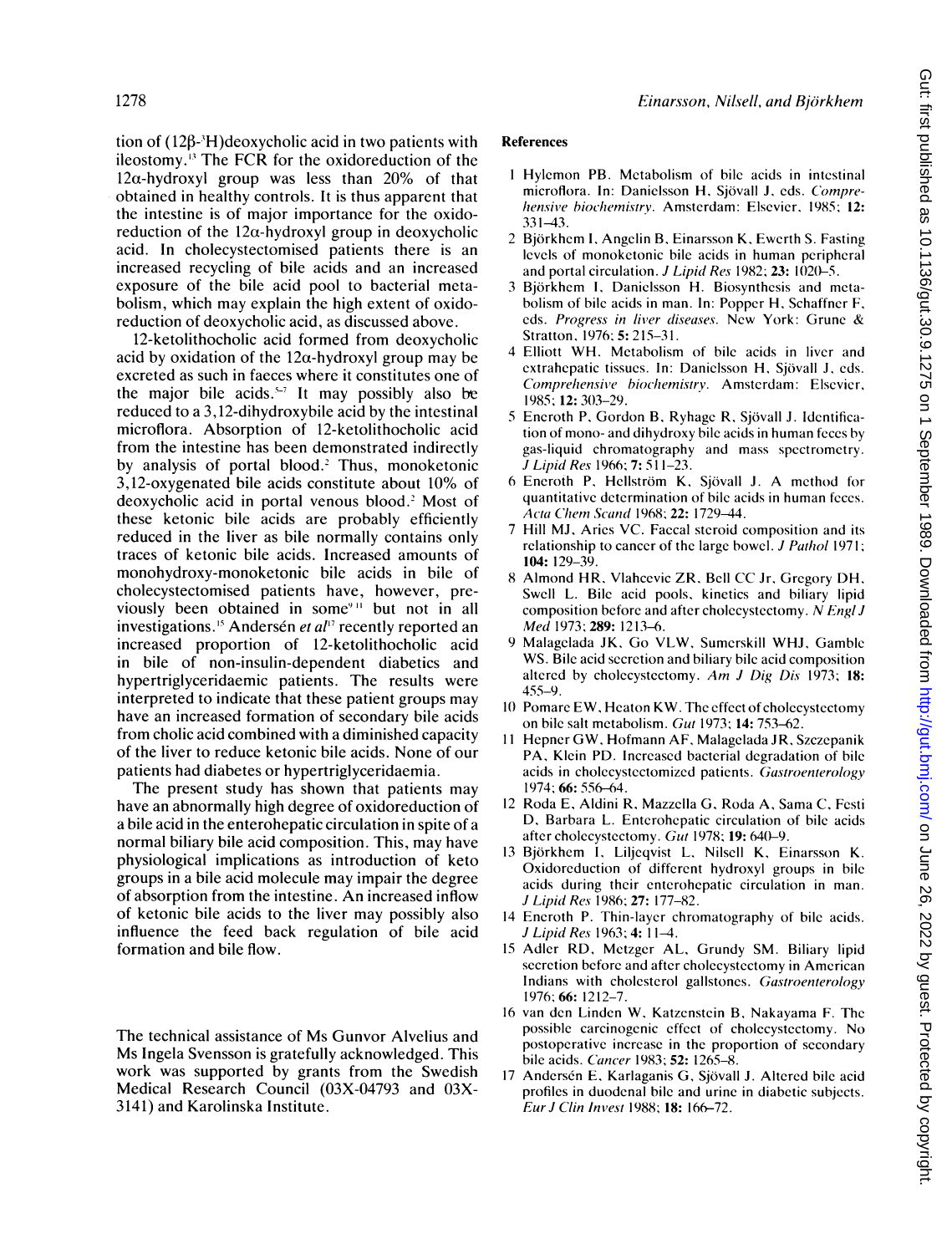tion of (12β-$^3$H)deoxycholic acid in two patients with ileostomy.[13] The FCR for the oxidoreduction of the 12α-hydroxyl group was less than 20% of that obtained in healthy controls. It is thus apparent that the intestine is of major importance for the oxidoreduction of the 12α-hydroxyl group in deoxycholic acid. In cholecystectomised patients there is an increased recycling of bile acids and an increased exposure of the bile acid pool to bacterial metabolism, which may explain the high extent of oxidoreduction of deoxycholic acid, as discussed above.

12-ketolithocholic acid formed from deoxycholic acid by oxidation of the 12α-hydroxyl group may be excreted as such in faeces where it constitutes one of the major bile acids.[5-7] It may possibly also be reduced to a 3,12-dihydroxybile acid by the intestinal microflora. Absorption of 12-ketolithocholic acid from the intestine has been demonstrated indirectly by analysis of portal blood.[2] Thus, monoketonic 3,12-oxygenated bile acids constitute about 10% of deoxycholic acid in portal venous blood.[2] Most of these ketonic bile acids are probably efficiently reduced in the liver as bile normally contains only traces of ketonic bile acids. Increased amounts of monohydroxy-monoketonic bile acids in bile of cholecystectomised patients have, however, previously been obtained in some[9,11] but not in all investigations.[15] Andersén *et al*[17] recently reported an increased proportion of 12-ketolithocholic acid in bile of non-insulin-dependent diabetics and hypertriglyceridaemic patients. The results were interpreted to indicate that these patient groups may have an increased formation of secondary bile acids from cholic acid combined with a diminished capacity of the liver to reduce ketonic bile acids. None of our patients had diabetes or hypertriglyceridaemia.

The present study has shown that patients may have an abnormally high degree of oxidoreduction of a bile acid in the enterohepatic circulation in spite of a normal biliary bile acid composition. This, may have physiological implications as introduction of keto groups in a bile acid molecule may impair the degree of absorption from the intestine. An increased inflow of ketonic bile acids to the liver may possibly also influence the feed back regulation of bile acid formation and bile flow.

The technical assistance of Ms Gunvor Alvelius and Ms Ingela Svensson is gratefully acknowledged. This work was supported by grants from the Swedish Medical Research Council (03X-04793 and 03X-3141) and Karolinska Institute.

## References

1. Hylemon PB. Metabolism of bile acids in intestinal microflora. In: Danielsson H, Sjövall J, eds. *Comprehensive biochemistry*. Amsterdam: Elsevier, 1985; **12:** 331–43.
2. Björkhem I, Angelin B, Einarsson K, Ewerth S. Fasting levels of monoketonic bile acids in human peripheral and portal circulation. *J Lipid Res* 1982; **23:** 1020–5.
3. Björkhem I, Danielsson H. Biosynthesis and metabolism of bile acids in man. In: Popper H, Schaffner F, eds. *Progress in liver diseases*. New York: Grune & Stratton, 1976; **5:** 215–31.
4. Elliott WH. Metabolism of bile acids in liver and extrahepatic tissues. In: Danielsson H, Sjövall J, eds. *Comprehensive biochemistry*. Amsterdam: Elsevier, 1985; **12:** 303–29.
5. Eneroth P, Gordon B, Ryhage R, Sjövall J. Identification of mono- and dihydroxy bile acids in human feces by gas-liquid chromatography and mass spectrometry. *J Lipid Res* 1966; **7:** 511–23.
6. Eneroth P, Hellström K, Sjövall J. A method for quantitative determination of bile acids in human feces. *Acta Chem Scand* 1968; **22:** 1729–44.
7. Hill MJ, Aries VC. Faecal steroid composition and its relationship to cancer of the large bowel. *J Pathol* 1971; **104:** 129–39.
8. Almond HR, Vlahcevic ZR, Bell CC Jr, Gregory DH, Swell L. Bile acid pools, kinetics and biliary lipid composition before and after cholecystectomy. *N Engl J Med* 1973; **289:** 1213–6.
9. Malagelada JK, Go VLW, Sumerskill WHJ, Gamble WS. Bile acid secretion and biliary bile acid composition altered by cholecystectomy. *Am J Dig Dis* 1973; **18:** 455–9.
10. Pomare EW, Heaton KW. The effect of cholecystectomy on bile salt metabolism. *Gut* 1973; **14:** 753–62.
11. Hepner GW, Hofmann AF, Malagelada JR, Szczepanik PA, Klein PD. Increased bacterial degradation of bile acids in cholecystectomized patients. *Gastroenterology* 1974; **66:** 556–64.
12. Roda E, Aldini R, Mazzella G, Roda A, Sama C, Festi D, Barbara L. Enterohepatic circulation of bile acids after cholecystectomy. *Gut* 1978; **19:** 640–9.
13. Björkhem I, Liljeqvist L, Nilsell K, Einarsson K. Oxidoreduction of different hydroxyl groups in bile acids during their enterohepatic circulation in man. *J Lipid Res* 1986; **27:** 177–82.
14. Eneroth P. Thin-layer chromatography of bile acids. *J Lipid Res* 1963; **4:** 11–4.
15. Adler RD, Metzger AL, Grundy SM. Biliary lipid secretion before and after cholecystectomy in American Indians with cholesterol gallstones. *Gastroenterology* 1976; **66:** 1212–7.
16. van den Linden W, Katzenstein B, Nakayama F. The possible carcinogenic effect of cholecystectomy. No postoperative increase in the proportion of secondary bile acids. *Cancer* 1983; **52:** 1265–8.
17. Andersén E, Karlaganis G, Sjövall J. Altered bile acid profiles in duodenal bile and urine in diabetic subjects. *Eur J Clin Invest* 1988; **18:** 166–72.